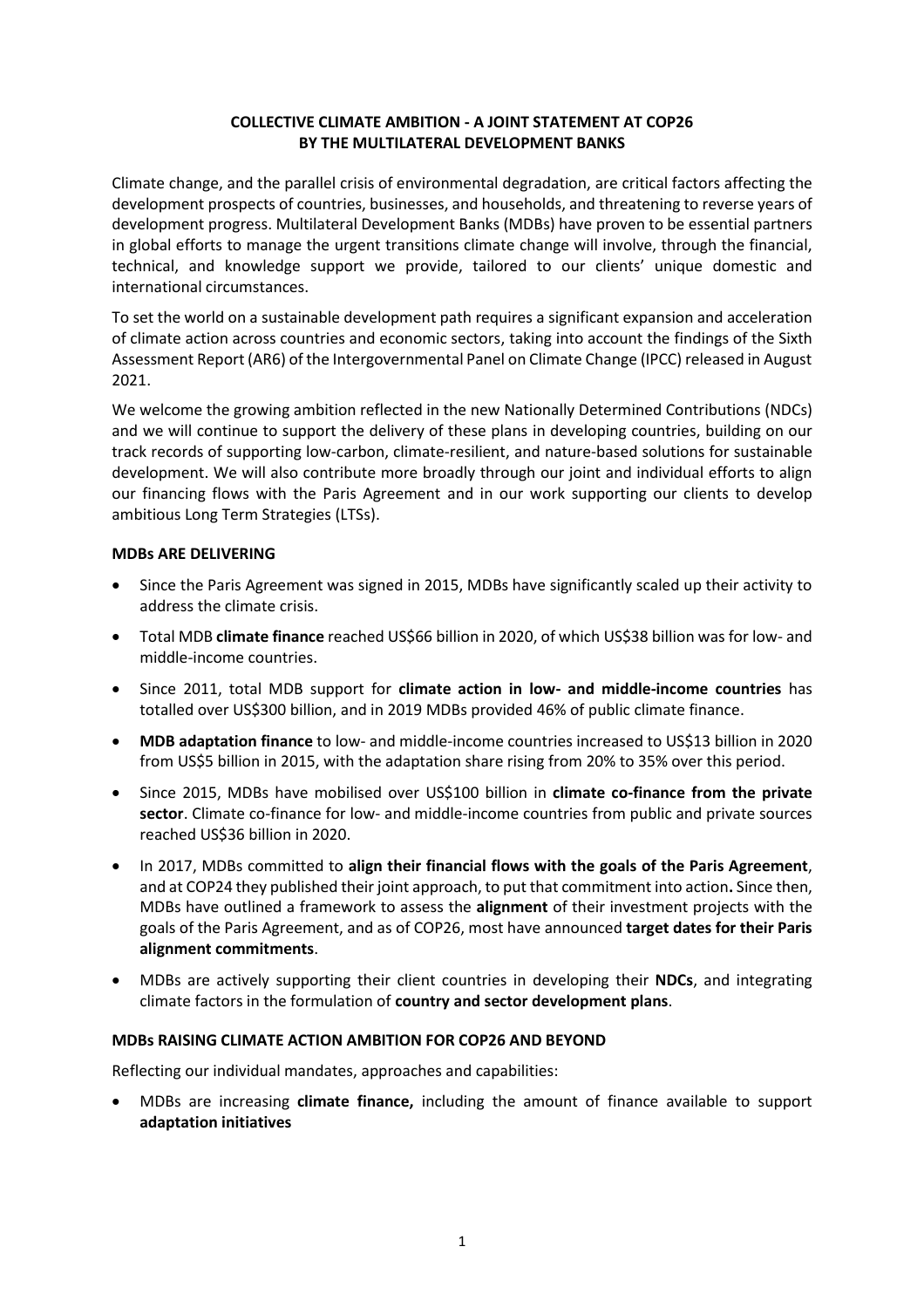# COLLECTIVE CLIMATE AMBITION - A JOINT STATEMENT AT COP26 BY THE MULTILATERAL DEVELOPMENT BANKS

Climate change, and the parallel crisis of environmental degradation, are critical factors affecting the development prospects of countries, businesses, and households, and threatening to reverse years of development progress. Multilateral Development Banks (MDBs) have proven to be essential partners in global efforts to manage the urgent transitions climate change will involve, through the financial, technical, and knowledge support we provide, tailored to our clients' unique domestic and international circumstances.

To set the world on a sustainable development path requires a significant expansion and acceleration of climate action across countries and economic sectors, taking into account the findings of the Sixth Assessment Report (AR6) of the Intergovernmental Panel on Climate Change (IPCC) released in August 2021.

We welcome the growing ambition reflected in the new Nationally Determined Contributions (NDCs) and we will continue to support the delivery of these plans in developing countries, building on our track records of supporting low-carbon, climate-resilient, and nature-based solutions for sustainable development. We will also contribute more broadly through our joint and individual efforts to align our financing flows with the Paris Agreement and in our work supporting our clients to develop ambitious Long Term Strategies (LTSs).

## MDBs ARE DELIVERING

- Since the Paris Agreement was signed in 2015, MDBs have significantly scaled up their activity to address the climate crisis.
- Total MDB **climate finance** reached US$66 billion in 2020, of which US$38 billion was for low- and middle-income countries.
- Since 2011, total MDB support for **climate action in low- and middle-income countries** has totalled over US$300 billion, and in 2019 MDBs provided 46% of public climate finance.
- **MDB adaptation finance** to low- and middle-income countries increased to US$13 billion in 2020 from US$5 billion in 2015, with the adaptation share rising from 20% to 35% over this period.
- Since 2015, MDBs have mobilised over US$100 billion in **climate co-finance from the private sector**. Climate co-finance for low- and middle-income countries from public and private sources reached US$36 billion in 2020.
- In 2017, MDBs committed to **align their financial flows with the goals of the Paris Agreement**, and at COP24 they published their joint approach, to put that commitment into action**.** Since then, MDBs have outlined a framework to assess the **alignment** of their investment projects with the goals of the Paris Agreement, and as of COP26, most have announced **target dates for their Paris alignment commitments**.
- MDBs are actively supporting their client countries in developing their **NDCs**, and integrating climate factors in the formulation of **country and sector development plans**.

## MDBs RAISING CLIMATE ACTION AMBITION FOR COP26 AND BEYOND

Reflecting our individual mandates, approaches and capabilities:

- MDBs are increasing **climate finance,** including the amount of finance available to support **adaptation initiatives**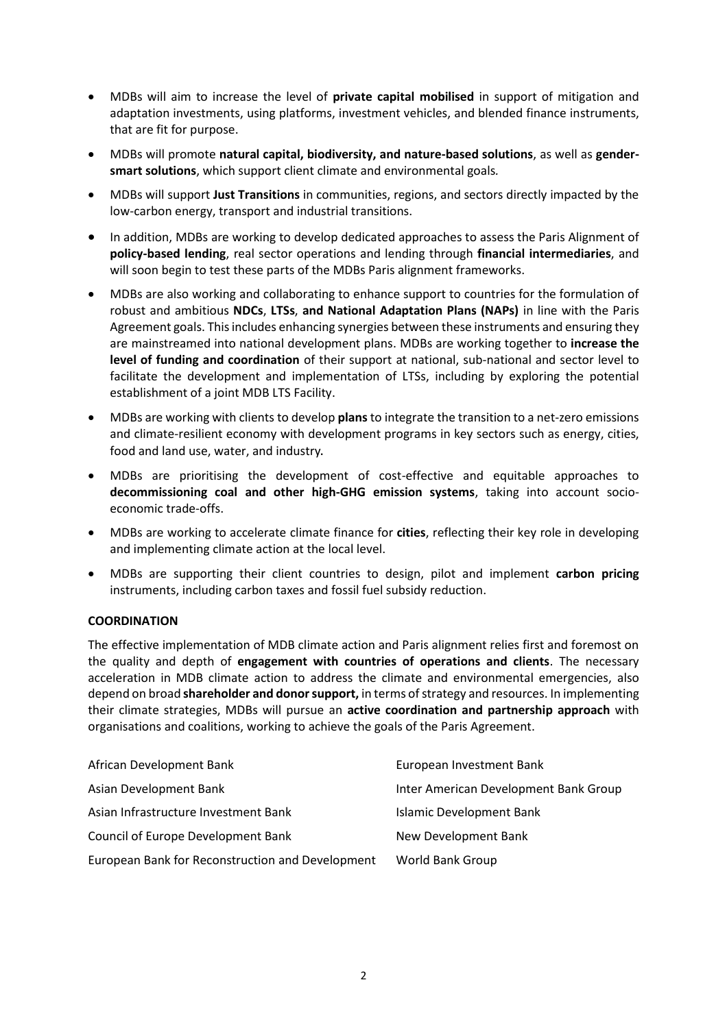- MDBs will aim to increase the level of **private capital mobilised** in support of mitigation and adaptation investments, using platforms, investment vehicles, and blended finance instruments, that are fit for purpose.
- MDBs will promote **natural capital, biodiversity, and nature-based solutions**, as well as **gender-smart solutions**, which support client climate and environmental goals.
- MDBs will support **Just Transitions** in communities, regions, and sectors directly impacted by the low-carbon energy, transport and industrial transitions.
- In addition, MDBs are working to develop dedicated approaches to assess the Paris Alignment of **policy-based lending**, real sector operations and lending through **financial intermediaries**, and will soon begin to test these parts of the MDBs Paris alignment frameworks.
- MDBs are also working and collaborating to enhance support to countries for the formulation of robust and ambitious **NDCs**, **LTSs**, **and National Adaptation Plans (NAPs)** in line with the Paris Agreement goals. This includes enhancing synergies between these instruments and ensuring they are mainstreamed into national development plans. MDBs are working together to **increase the level of funding and coordination** of their support at national, sub-national and sector level to facilitate the development and implementation of LTSs, including by exploring the potential establishment of a joint MDB LTS Facility.
- MDBs are working with clients to develop **plans** to integrate the transition to a net-zero emissions and climate-resilient economy with development programs in key sectors such as energy, cities, food and land use, water, and industry.
- MDBs are prioritising the development of cost-effective and equitable approaches to **decommissioning coal and other high-GHG emission systems**, taking into account socio-economic trade-offs.
- MDBs are working to accelerate climate finance for **cities**, reflecting their key role in developing and implementing climate action at the local level.
- MDBs are supporting their client countries to design, pilot and implement **carbon pricing** instruments, including carbon taxes and fossil fuel subsidy reduction.

**COORDINATION**

The effective implementation of MDB climate action and Paris alignment relies first and foremost on the quality and depth of **engagement with countries of operations and clients**. The necessary acceleration in MDB climate action to address the climate and environmental emergencies, also depend on broad **shareholder and donor support,** in terms of strategy and resources. In implementing their climate strategies, MDBs will pursue an **active coordination and partnership approach** with organisations and coalitions, working to achieve the goals of the Paris Agreement.

| | |
|---|---|
| African Development Bank | European Investment Bank |
| Asian Development Bank | Inter American Development Bank Group |
| Asian Infrastructure Investment Bank | Islamic Development Bank |
| Council of Europe Development Bank | New Development Bank |
| European Bank for Reconstruction and Development | World Bank Group |